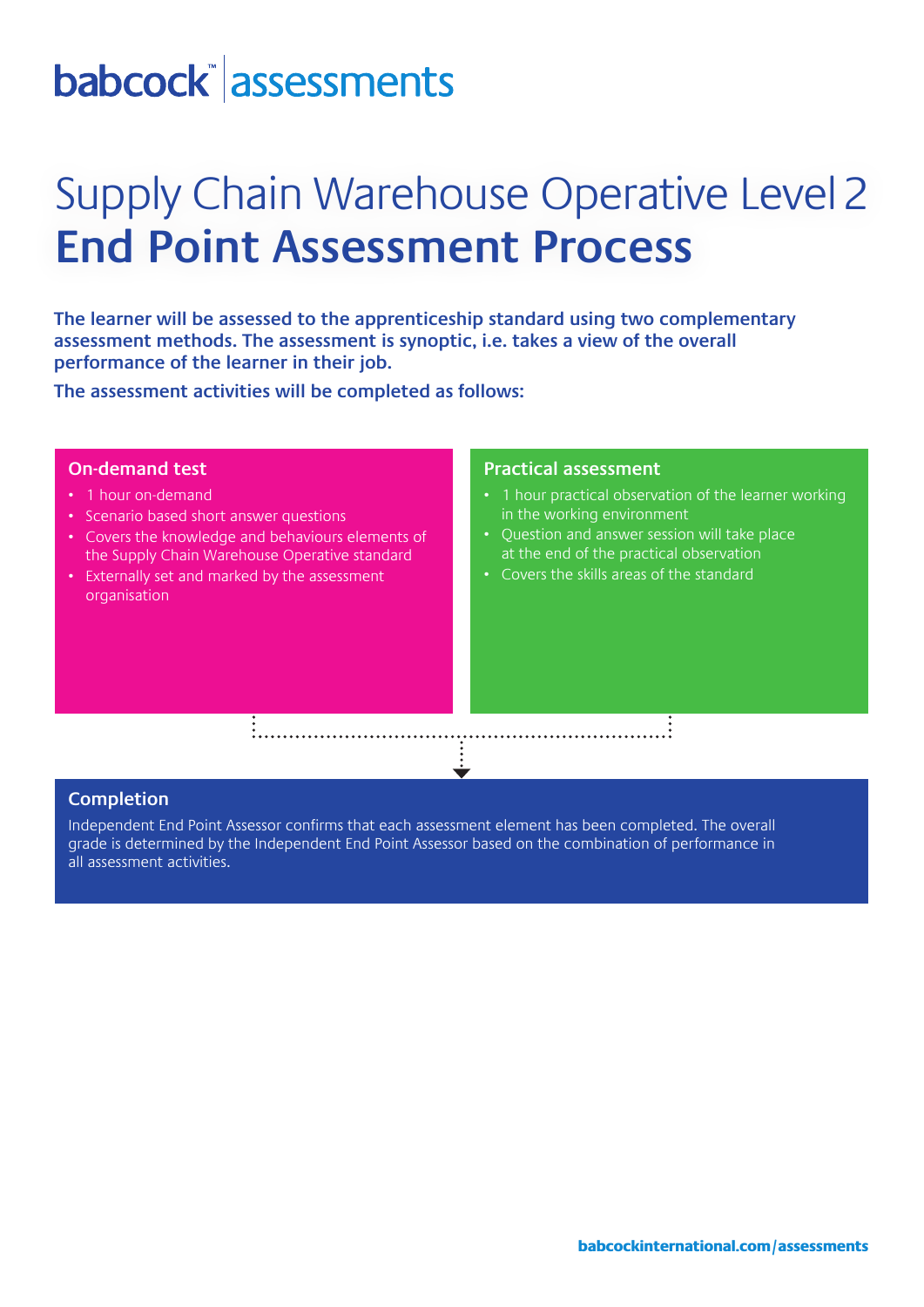babcock™ | assessments

# Supply Chain Warehouse Operative Level 2 **End Point Assessment Process**

**The learner will be assessed to the apprenticeship standard using two complementary assessment methods. The assessment is synoptic, i.e. takes a view of the overall performance of the learner in their job.**

**The assessment activities will be completed as follows:**

## On-demand test

- 1 hour on-demand
- Scenario based short answer questions
- Covers the knowledge and behaviours elements of the Supply Chain Warehouse Operative standard
- Externally set and marked by the assessment organisation

## Practical assessment

- 1 hour practical observation of the learner working in the working environment
- Question and answer session will take place at the end of the practical observation
- Covers the skills areas of the standard

## Completion

Independent End Point Assessor confirms that each assessment element has been completed. The overall grade is determined by the Independent End Point Assessor based on the combination of performance in all assessment activities.

babcockinternational.com/assessments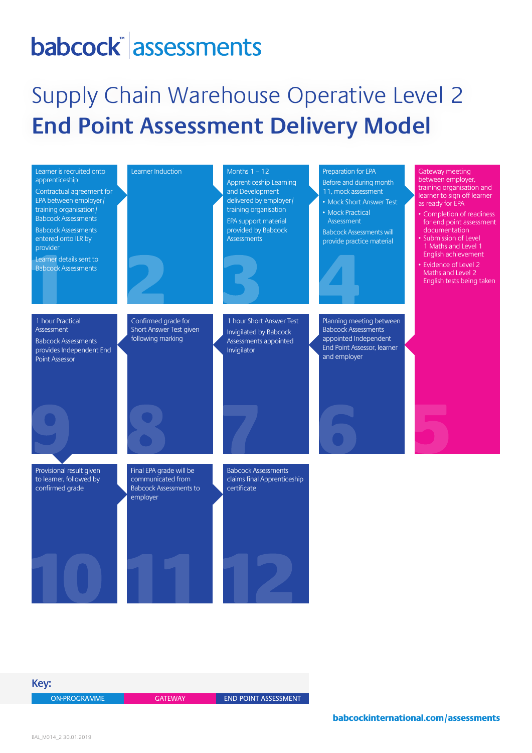babcock™ assessments

# Supply Chain Warehouse Operative Level 2
# End Point Assessment Delivery Model

**1**

Learner is recruited onto apprenticeship

Contractual agreement for EPA between employer/training organisation/Babcock Assessments

Babcock Assessments entered onto ILR by provider

Learner details sent to Babcock Assessments

**2**

Learner Induction

**3**

Months 1 – 12

Apprenticeship Learning and Development delivered by employer/training organisation

EPA support material provided by Babcock Assessments

**4**

Preparation for EPA

Before and during month 11, mock assessment

- Mock Short Answer Test
- Mock Practical Assessment

Babcock Assessments will provide practice material

**5**

Gateway meeting between employer, training organisation and learner to sign off learner as ready for EPA

- Completion of readiness for end point assessment documentation
- Submission of Level 1 Maths and Level 1 English achievement
- Evidence of Level 2 Maths and Level 2 English tests being taken

**6**

Planning meeting between Babcock Assessments appointed Independent End Point Assessor, learner and employer

**7**

1 hour Short Answer Test

Invigilated by Babcock Assessments appointed Invigilator

**8**

Confirmed grade for Short Answer Test given following marking

**9**

1 hour Practical Assessment

Babcock Assessments provides Independent End Point Assessor

**10**

Provisional result given to learner, followed by confirmed grade

**11**

Final EPA grade will be communicated from Babcock Assessments to employer

**12**

Babcock Assessments claims final Apprenticeship certificate

**Key:**

ON-PROGRAMME | GATEWAY | END POINT ASSESSMENT

babcockinternational.com/assessments

BAL_M014_2 30.01.2019